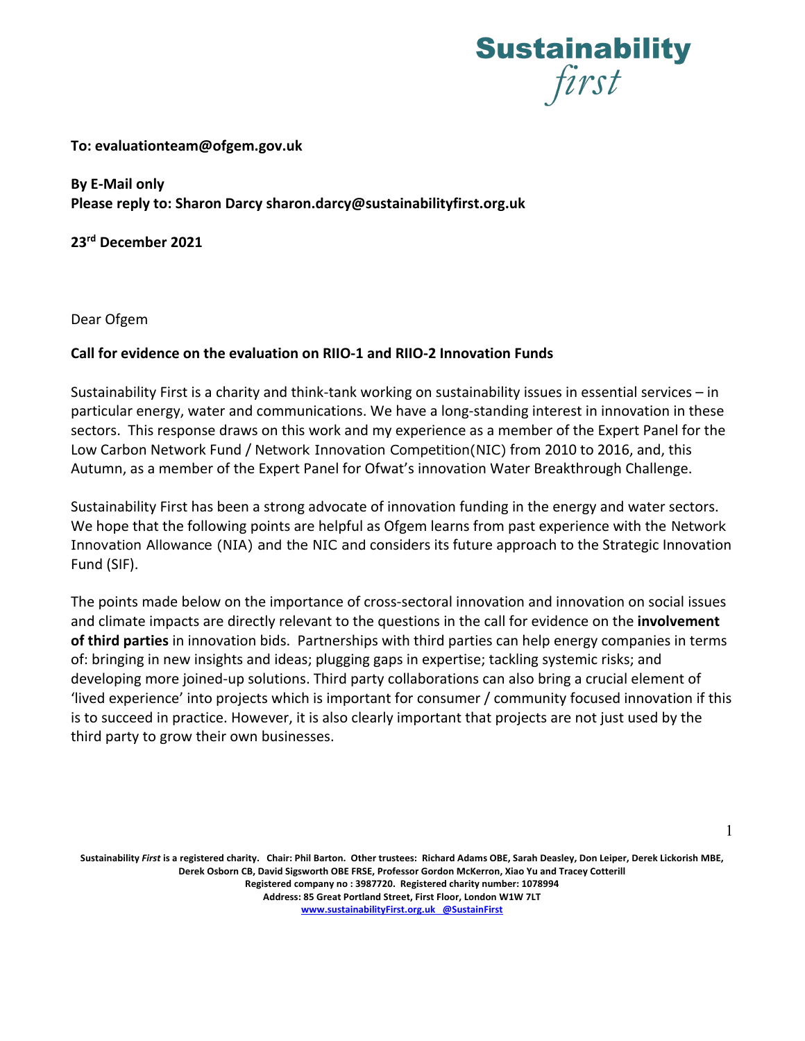Sustainability *first*

**To: evaluationteam@ofgem.gov.uk**

**By E-Mail only**
**Please reply to: Sharon Darcy sharon.darcy@sustainabilityfirst.org.uk**

**23rd December 2021**

Dear Ofgem

**Call for evidence on the evaluation on RIIO-1 and RIIO-2 Innovation Funds**

Sustainability First is a charity and think-tank working on sustainability issues in essential services – in particular energy, water and communications. We have a long-standing interest in innovation in these sectors. This response draws on this work and my experience as a member of the Expert Panel for the Low Carbon Network Fund / Network Innovation Competition(NIC) from 2010 to 2016, and, this Autumn, as a member of the Expert Panel for Ofwat's innovation Water Breakthrough Challenge.

Sustainability First has been a strong advocate of innovation funding in the energy and water sectors. We hope that the following points are helpful as Ofgem learns from past experience with the Network Innovation Allowance (NIA) and the NIC and considers its future approach to the Strategic Innovation Fund (SIF).

The points made below on the importance of cross-sectoral innovation and innovation on social issues and climate impacts are directly relevant to the questions in the call for evidence on the **involvement of third parties** in innovation bids. Partnerships with third parties can help energy companies in terms of: bringing in new insights and ideas; plugging gaps in expertise; tackling systemic risks; and developing more joined-up solutions. Third party collaborations can also bring a crucial element of 'lived experience' into projects which is important for consumer / community focused innovation if this is to succeed in practice. However, it is also clearly important that projects are not just used by the third party to grow their own businesses.

Sustainability *First* is a registered charity. Chair: Phil Barton. Other trustees: Richard Adams OBE, Sarah Deasley, Don Leiper, Derek Lickorish MBE, Derek Osborn CB, David Sigsworth OBE FRSE, Professor Gordon McKerron, Xiao Yu and Tracey Cotterill
Registered company no : 3987720. Registered charity number: 1078994
Address: 85 Great Portland Street, First Floor, London W1W 7LT
www.sustainabilityFirst.org.uk @SustainFirst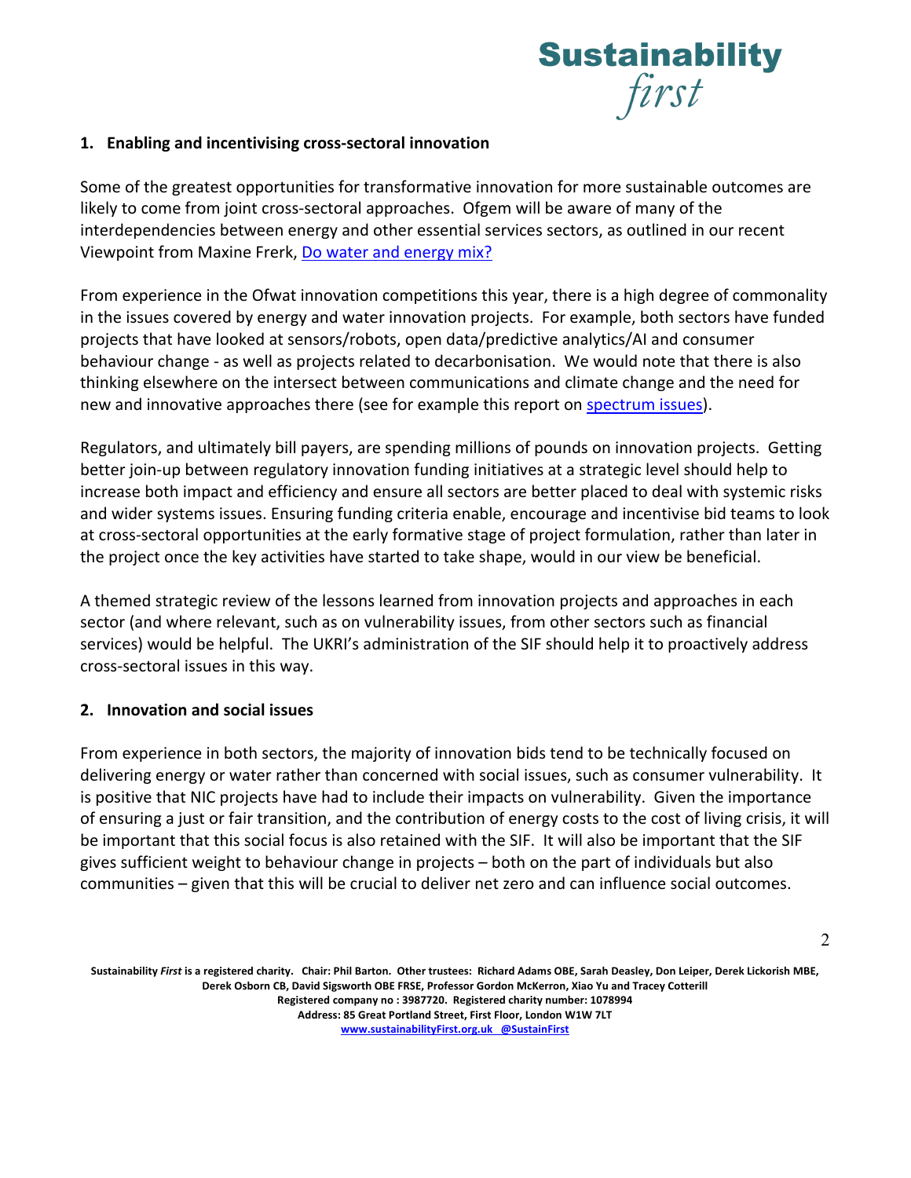## 1. Enabling and incentivising cross-sectoral innovation

Some of the greatest opportunities for transformative innovation for more sustainable outcomes are likely to come from joint cross-sectoral approaches. Ofgem will be aware of many of the interdependencies between energy and other essential services sectors, as outlined in our recent Viewpoint from Maxine Frerk, Do water and energy mix?

From experience in the Ofwat innovation competitions this year, there is a high degree of commonality in the issues covered by energy and water innovation projects. For example, both sectors have funded projects that have looked at sensors/robots, open data/predictive analytics/AI and consumer behaviour change - as well as projects related to decarbonisation. We would note that there is also thinking elsewhere on the intersect between communications and climate change and the need for new and innovative approaches there (see for example this report on spectrum issues).

Regulators, and ultimately bill payers, are spending millions of pounds on innovation projects. Getting better join-up between regulatory innovation funding initiatives at a strategic level should help to increase both impact and efficiency and ensure all sectors are better placed to deal with systemic risks and wider systems issues. Ensuring funding criteria enable, encourage and incentivise bid teams to look at cross-sectoral opportunities at the early formative stage of project formulation, rather than later in the project once the key activities have started to take shape, would in our view be beneficial.

A themed strategic review of the lessons learned from innovation projects and approaches in each sector (and where relevant, such as on vulnerability issues, from other sectors such as financial services) would be helpful. The UKRI's administration of the SIF should help it to proactively address cross-sectoral issues in this way.

## 2. Innovation and social issues

From experience in both sectors, the majority of innovation bids tend to be technically focused on delivering energy or water rather than concerned with social issues, such as consumer vulnerability. It is positive that NIC projects have had to include their impacts on vulnerability. Given the importance of ensuring a just or fair transition, and the contribution of energy costs to the cost of living crisis, it will be important that this social focus is also retained with the SIF. It will also be important that the SIF gives sufficient weight to behaviour change in projects – both on the part of individuals but also communities – given that this will be crucial to deliver net zero and can influence social outcomes.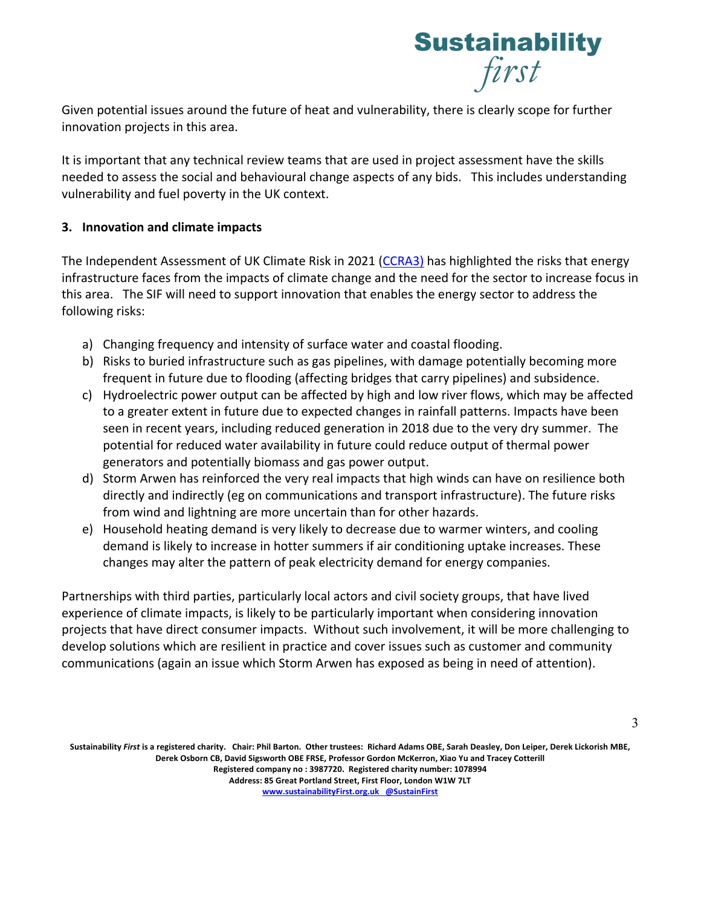Given potential issues around the future of heat and vulnerability, there is clearly scope for further innovation projects in this area.

It is important that any technical review teams that are used in project assessment have the skills needed to assess the social and behavioural change aspects of any bids. This includes understanding vulnerability and fuel poverty in the UK context.

**3. Innovation and climate impacts**

The Independent Assessment of UK Climate Risk in 2021 (CCRA3) has highlighted the risks that energy infrastructure faces from the impacts of climate change and the need for the sector to increase focus in this area. The SIF will need to support innovation that enables the energy sector to address the following risks:

a) Changing frequency and intensity of surface water and coastal flooding.
b) Risks to buried infrastructure such as gas pipelines, with damage potentially becoming more frequent in future due to flooding (affecting bridges that carry pipelines) and subsidence.
c) Hydroelectric power output can be affected by high and low river flows, which may be affected to a greater extent in future due to expected changes in rainfall patterns. Impacts have been seen in recent years, including reduced generation in 2018 due to the very dry summer. The potential for reduced water availability in future could reduce output of thermal power generators and potentially biomass and gas power output.
d) Storm Arwen has reinforced the very real impacts that high winds can have on resilience both directly and indirectly (eg on communications and transport infrastructure). The future risks from wind and lightning are more uncertain than for other hazards.
e) Household heating demand is very likely to decrease due to warmer winters, and cooling demand is likely to increase in hotter summers if air conditioning uptake increases. These changes may alter the pattern of peak electricity demand for energy companies.

Partnerships with third parties, particularly local actors and civil society groups, that have lived experience of climate impacts, is likely to be particularly important when considering innovation projects that have direct consumer impacts. Without such involvement, it will be more challenging to develop solutions which are resilient in practice and cover issues such as customer and community communications (again an issue which Storm Arwen has exposed as being in need of attention).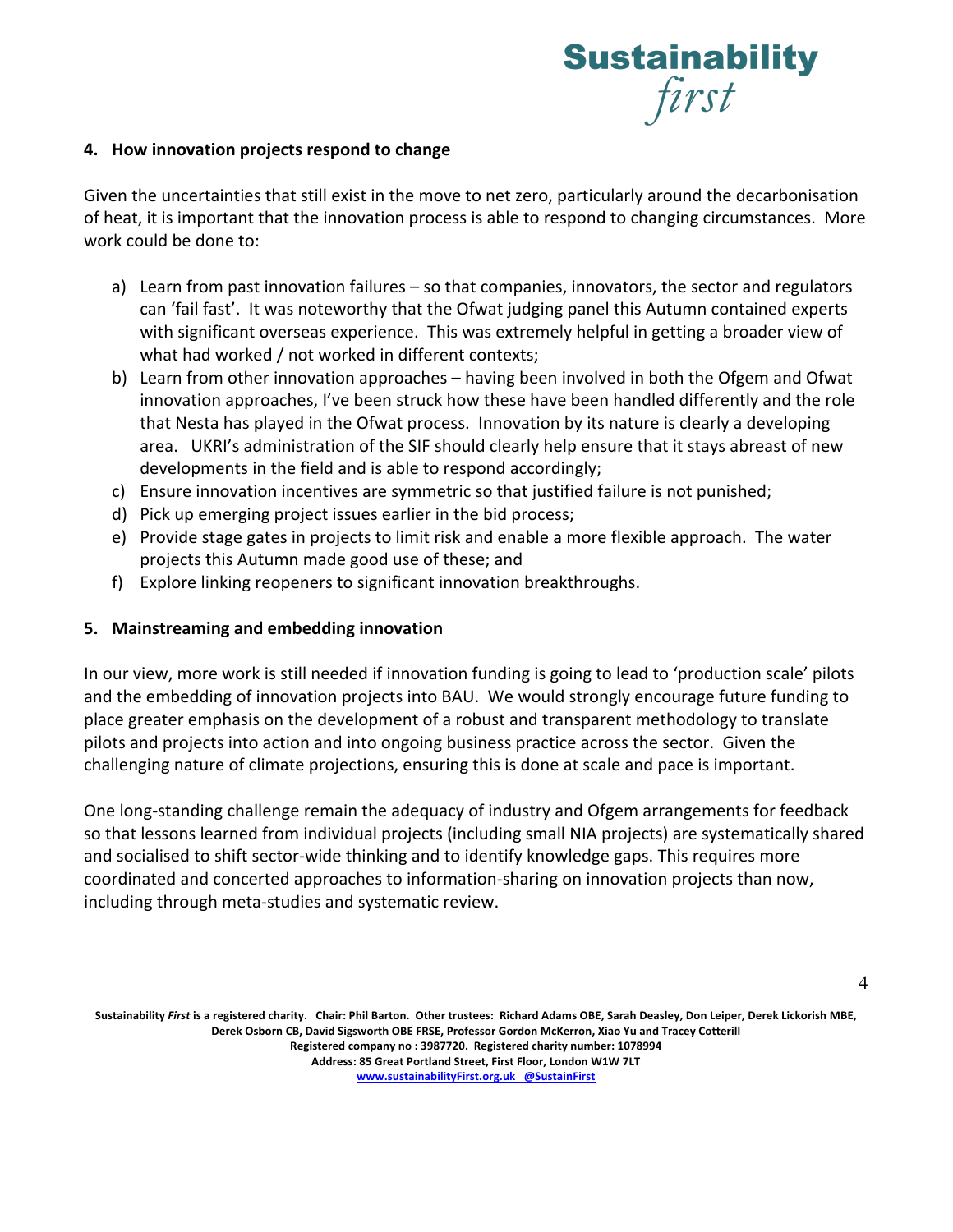## 4. How innovation projects respond to change

Given the uncertainties that still exist in the move to net zero, particularly around the decarbonisation of heat, it is important that the innovation process is able to respond to changing circumstances. More work could be done to:

a) Learn from past innovation failures – so that companies, innovators, the sector and regulators can 'fail fast'. It was noteworthy that the Ofwat judging panel this Autumn contained experts with significant overseas experience. This was extremely helpful in getting a broader view of what had worked / not worked in different contexts;
b) Learn from other innovation approaches – having been involved in both the Ofgem and Ofwat innovation approaches, I've been struck how these have been handled differently and the role that Nesta has played in the Ofwat process. Innovation by its nature is clearly a developing area. UKRI's administration of the SIF should clearly help ensure that it stays abreast of new developments in the field and is able to respond accordingly;
c) Ensure innovation incentives are symmetric so that justified failure is not punished;
d) Pick up emerging project issues earlier in the bid process;
e) Provide stage gates in projects to limit risk and enable a more flexible approach. The water projects this Autumn made good use of these; and
f) Explore linking reopeners to significant innovation breakthroughs.

## 5. Mainstreaming and embedding innovation

In our view, more work is still needed if innovation funding is going to lead to 'production scale' pilots and the embedding of innovation projects into BAU. We would strongly encourage future funding to place greater emphasis on the development of a robust and transparent methodology to translate pilots and projects into action and into ongoing business practice across the sector. Given the challenging nature of climate projections, ensuring this is done at scale and pace is important.

One long-standing challenge remain the adequacy of industry and Ofgem arrangements for feedback so that lessons learned from individual projects (including small NIA projects) are systematically shared and socialised to shift sector-wide thinking and to identify knowledge gaps. This requires more coordinated and concerted approaches to information-sharing on innovation projects than now, including through meta-studies and systematic review.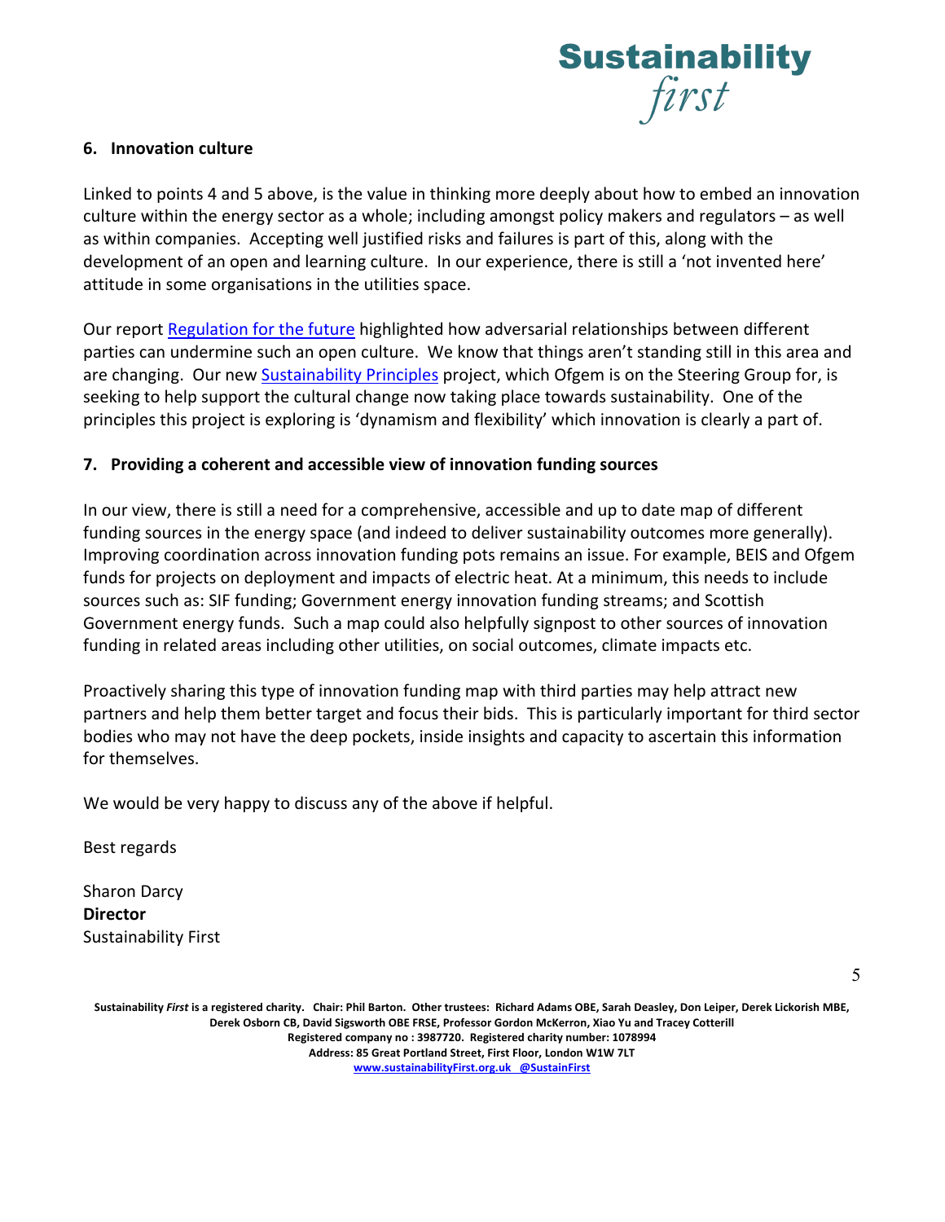### 6. Innovation culture

Linked to points 4 and 5 above, is the value in thinking more deeply about how to embed an innovation culture within the energy sector as a whole; including amongst policy makers and regulators – as well as within companies. Accepting well justified risks and failures is part of this, along with the development of an open and learning culture. In our experience, there is still a 'not invented here' attitude in some organisations in the utilities space.

Our report Regulation for the future highlighted how adversarial relationships between different parties can undermine such an open culture. We know that things aren't standing still in this area and are changing. Our new Sustainability Principles project, which Ofgem is on the Steering Group for, is seeking to help support the cultural change now taking place towards sustainability. One of the principles this project is exploring is 'dynamism and flexibility' which innovation is clearly a part of.

### 7. Providing a coherent and accessible view of innovation funding sources

In our view, there is still a need for a comprehensive, accessible and up to date map of different funding sources in the energy space (and indeed to deliver sustainability outcomes more generally). Improving coordination across innovation funding pots remains an issue. For example, BEIS and Ofgem funds for projects on deployment and impacts of electric heat. At a minimum, this needs to include sources such as: SIF funding; Government energy innovation funding streams; and Scottish Government energy funds. Such a map could also helpfully signpost to other sources of innovation funding in related areas including other utilities, on social outcomes, climate impacts etc.

Proactively sharing this type of innovation funding map with third parties may help attract new partners and help them better target and focus their bids. This is particularly important for third sector bodies who may not have the deep pockets, inside insights and capacity to ascertain this information for themselves.

We would be very happy to discuss any of the above if helpful.

Best regards

Sharon Darcy
**Director**
Sustainability First

**Sustainability *First* is a registered charity. Chair: Phil Barton. Other trustees: Richard Adams OBE, Sarah Deasley, Don Leiper, Derek Lickorish MBE, Derek Osborn CB, David Sigsworth OBE FRSE, Professor Gordon McKerron, Xiao Yu and Tracey Cotterill**
**Registered company no : 3987720. Registered charity number: 1078994**
**Address: 85 Great Portland Street, First Floor, London W1W 7LT**
**www.sustainabilityFirst.org.uk @SustainFirst**